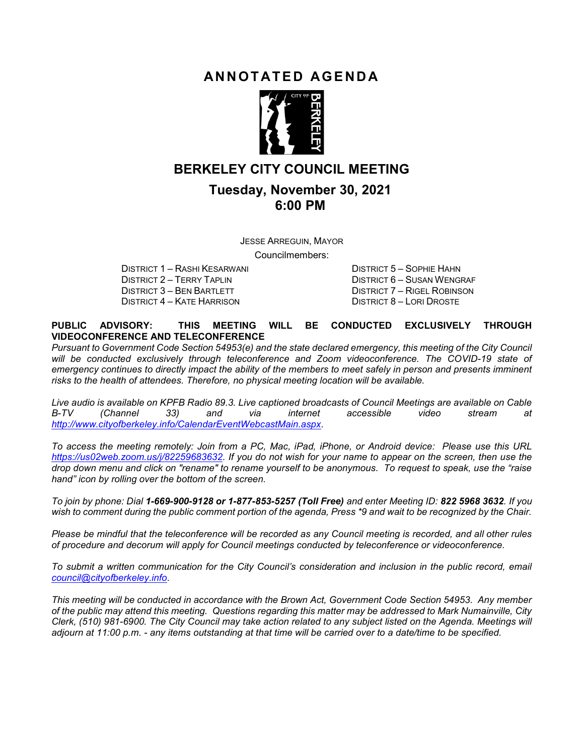# ANNOTATED AGENDA

## BERKELEY CITY COUNCIL MEETING

### Tuesday, November 30, 2021
### 6:00 PM

JESSE ARREGUIN, MAYOR

Councilmembers:

DISTRICT 1 – RASHI KESARWANI
DISTRICT 2 – TERRY TAPLIN
DISTRICT 3 – BEN BARTLETT
DISTRICT 4 – KATE HARRISON
DISTRICT 5 – SOPHIE HAHN
DISTRICT 6 – SUSAN WENGRAF
DISTRICT 7 – RIGEL ROBINSON
DISTRICT 8 – LORI DROSTE

**PUBLIC ADVISORY: THIS MEETING WILL BE CONDUCTED EXCLUSIVELY THROUGH VIDEOCONFERENCE AND TELECONFERENCE**

*Pursuant to Government Code Section 54953(e) and the state declared emergency, this meeting of the City Council will be conducted exclusively through teleconference and Zoom videoconference. The COVID-19 state of emergency continues to directly impact the ability of the members to meet safely in person and presents imminent risks to the health of attendees. Therefore, no physical meeting location will be available.*

*Live audio is available on KPFB Radio 89.3. Live captioned broadcasts of Council Meetings are available on Cable B-TV (Channel 33) and via internet accessible video stream at http://www.cityofberkeley.info/CalendarEventWebcastMain.aspx.*

*To access the meeting remotely: Join from a PC, Mac, iPad, iPhone, or Android device: Please use this URL https://us02web.zoom.us/j/82259683632. If you do not wish for your name to appear on the screen, then use the drop down menu and click on "rename" to rename yourself to be anonymous. To request to speak, use the "raise hand" icon by rolling over the bottom of the screen.*

*To join by phone: Dial **1-669-900-9128 or 1-877-853-5257 (Toll Free)** and enter Meeting ID: **822 5968 3632**. If you wish to comment during the public comment portion of the agenda, Press \*9 and wait to be recognized by the Chair.*

*Please be mindful that the teleconference will be recorded as any Council meeting is recorded, and all other rules of procedure and decorum will apply for Council meetings conducted by teleconference or videoconference.*

*To submit a written communication for the City Council's consideration and inclusion in the public record, email council@cityofberkeley.info.*

*This meeting will be conducted in accordance with the Brown Act, Government Code Section 54953. Any member of the public may attend this meeting. Questions regarding this matter may be addressed to Mark Numainville, City Clerk, (510) 981-6900. The City Council may take action related to any subject listed on the Agenda. Meetings will adjourn at 11:00 p.m. - any items outstanding at that time will be carried over to a date/time to be specified.*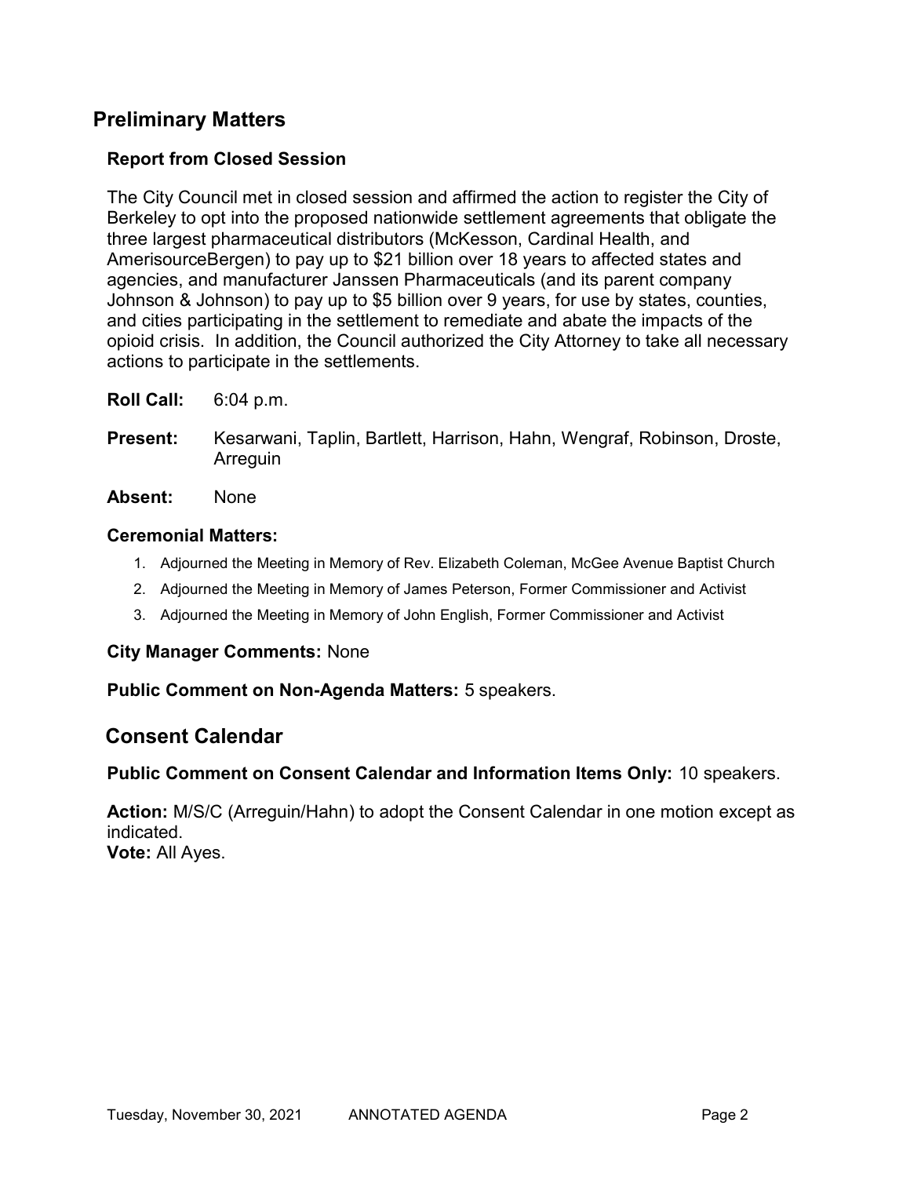## Preliminary Matters

### Report from Closed Session

The City Council met in closed session and affirmed the action to register the City of Berkeley to opt into the proposed nationwide settlement agreements that obligate the three largest pharmaceutical distributors (McKesson, Cardinal Health, and AmerisourceBergen) to pay up to $21 billion over 18 years to affected states and agencies, and manufacturer Janssen Pharmaceuticals (and its parent company Johnson & Johnson) to pay up to $5 billion over 9 years, for use by states, counties, and cities participating in the settlement to remediate and abate the impacts of the opioid crisis. In addition, the Council authorized the City Attorney to take all necessary actions to participate in the settlements.

**Roll Call:** 6:04 p.m.

**Present:** Kesarwani, Taplin, Bartlett, Harrison, Hahn, Wengraf, Robinson, Droste, Arreguin

**Absent:** None

**Ceremonial Matters:**

1. Adjourned the Meeting in Memory of Rev. Elizabeth Coleman, McGee Avenue Baptist Church
2. Adjourned the Meeting in Memory of James Peterson, Former Commissioner and Activist
3. Adjourned the Meeting in Memory of John English, Former Commissioner and Activist

**City Manager Comments:** None

**Public Comment on Non-Agenda Matters:** 5 speakers.

## Consent Calendar

**Public Comment on Consent Calendar and Information Items Only:** 10 speakers.

**Action:** M/S/C (Arreguin/Hahn) to adopt the Consent Calendar in one motion except as indicated.
**Vote:** All Ayes.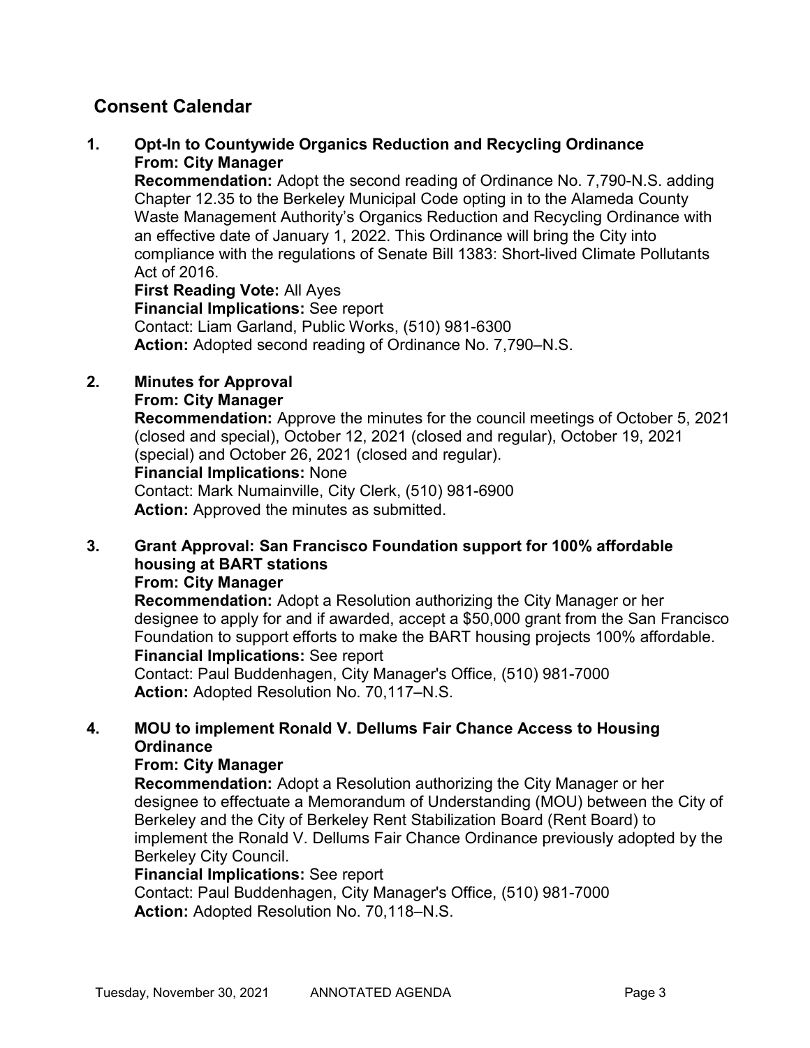## Consent Calendar

**1. Opt-In to Countywide Organics Reduction and Recycling Ordinance**
**From: City Manager**
**Recommendation:** Adopt the second reading of Ordinance No. 7,790-N.S. adding Chapter 12.35 to the Berkeley Municipal Code opting in to the Alameda County Waste Management Authority's Organics Reduction and Recycling Ordinance with an effective date of January 1, 2022. This Ordinance will bring the City into compliance with the regulations of Senate Bill 1383: Short-lived Climate Pollutants Act of 2016.
**First Reading Vote:** All Ayes
**Financial Implications:** See report
Contact: Liam Garland, Public Works, (510) 981-6300
**Action:** Adopted second reading of Ordinance No. 7,790–N.S.

**2. Minutes for Approval**
**From: City Manager**
**Recommendation:** Approve the minutes for the council meetings of October 5, 2021 (closed and special), October 12, 2021 (closed and regular), October 19, 2021 (special) and October 26, 2021 (closed and regular).
**Financial Implications:** None
Contact: Mark Numainville, City Clerk, (510) 981-6900
**Action:** Approved the minutes as submitted.

**3. Grant Approval: San Francisco Foundation support for 100% affordable housing at BART stations**
**From: City Manager**
**Recommendation:** Adopt a Resolution authorizing the City Manager or her designee to apply for and if awarded, accept a $50,000 grant from the San Francisco Foundation to support efforts to make the BART housing projects 100% affordable.
**Financial Implications:** See report
Contact: Paul Buddenhagen, City Manager's Office, (510) 981-7000
**Action:** Adopted Resolution No. 70,117–N.S.

**4. MOU to implement Ronald V. Dellums Fair Chance Access to Housing Ordinance**
**From: City Manager**
**Recommendation:** Adopt a Resolution authorizing the City Manager or her designee to effectuate a Memorandum of Understanding (MOU) between the City of Berkeley and the City of Berkeley Rent Stabilization Board (Rent Board) to implement the Ronald V. Dellums Fair Chance Ordinance previously adopted by the Berkeley City Council.
**Financial Implications:** See report
Contact: Paul Buddenhagen, City Manager's Office, (510) 981-7000
**Action:** Adopted Resolution No. 70,118–N.S.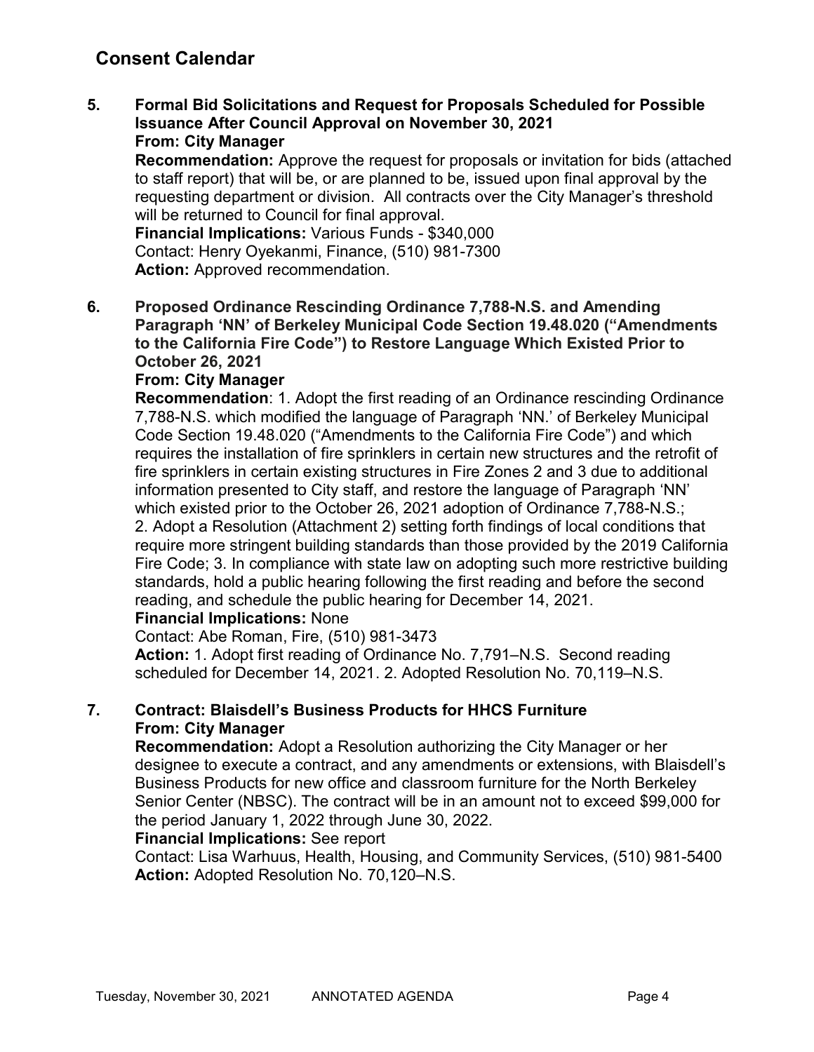## Consent Calendar

**5. Formal Bid Solicitations and Request for Proposals Scheduled for Possible Issuance After Council Approval on November 30, 2021**
**From: City Manager**
**Recommendation:** Approve the request for proposals or invitation for bids (attached to staff report) that will be, or are planned to be, issued upon final approval by the requesting department or division. All contracts over the City Manager's threshold will be returned to Council for final approval.
**Financial Implications:** Various Funds - $340,000
Contact: Henry Oyekanmi, Finance, (510) 981-7300
**Action:** Approved recommendation.

**6. Proposed Ordinance Rescinding Ordinance 7,788-N.S. and Amending Paragraph 'NN' of Berkeley Municipal Code Section 19.48.020 ("Amendments to the California Fire Code") to Restore Language Which Existed Prior to October 26, 2021**
**From: City Manager**
**Recommendation**: 1. Adopt the first reading of an Ordinance rescinding Ordinance 7,788-N.S. which modified the language of Paragraph 'NN.' of Berkeley Municipal Code Section 19.48.020 ("Amendments to the California Fire Code") and which requires the installation of fire sprinklers in certain new structures and the retrofit of fire sprinklers in certain existing structures in Fire Zones 2 and 3 due to additional information presented to City staff, and restore the language of Paragraph 'NN' which existed prior to the October 26, 2021 adoption of Ordinance 7,788-N.S.;
2. Adopt a Resolution (Attachment 2) setting forth findings of local conditions that require more stringent building standards than those provided by the 2019 California Fire Code; 3. In compliance with state law on adopting such more restrictive building standards, hold a public hearing following the first reading and before the second reading, and schedule the public hearing for December 14, 2021.
**Financial Implications:** None
Contact: Abe Roman, Fire, (510) 981-3473
**Action:** 1. Adopt first reading of Ordinance No. 7,791–N.S. Second reading scheduled for December 14, 2021. 2. Adopted Resolution No. 70,119–N.S.

**7. Contract: Blaisdell's Business Products for HHCS Furniture**
**From: City Manager**
**Recommendation:** Adopt a Resolution authorizing the City Manager or her designee to execute a contract, and any amendments or extensions, with Blaisdell's Business Products for new office and classroom furniture for the North Berkeley Senior Center (NBSC). The contract will be in an amount not to exceed $99,000 for the period January 1, 2022 through June 30, 2022.
**Financial Implications:** See report
Contact: Lisa Warhuus, Health, Housing, and Community Services, (510) 981-5400
**Action:** Adopted Resolution No. 70,120–N.S.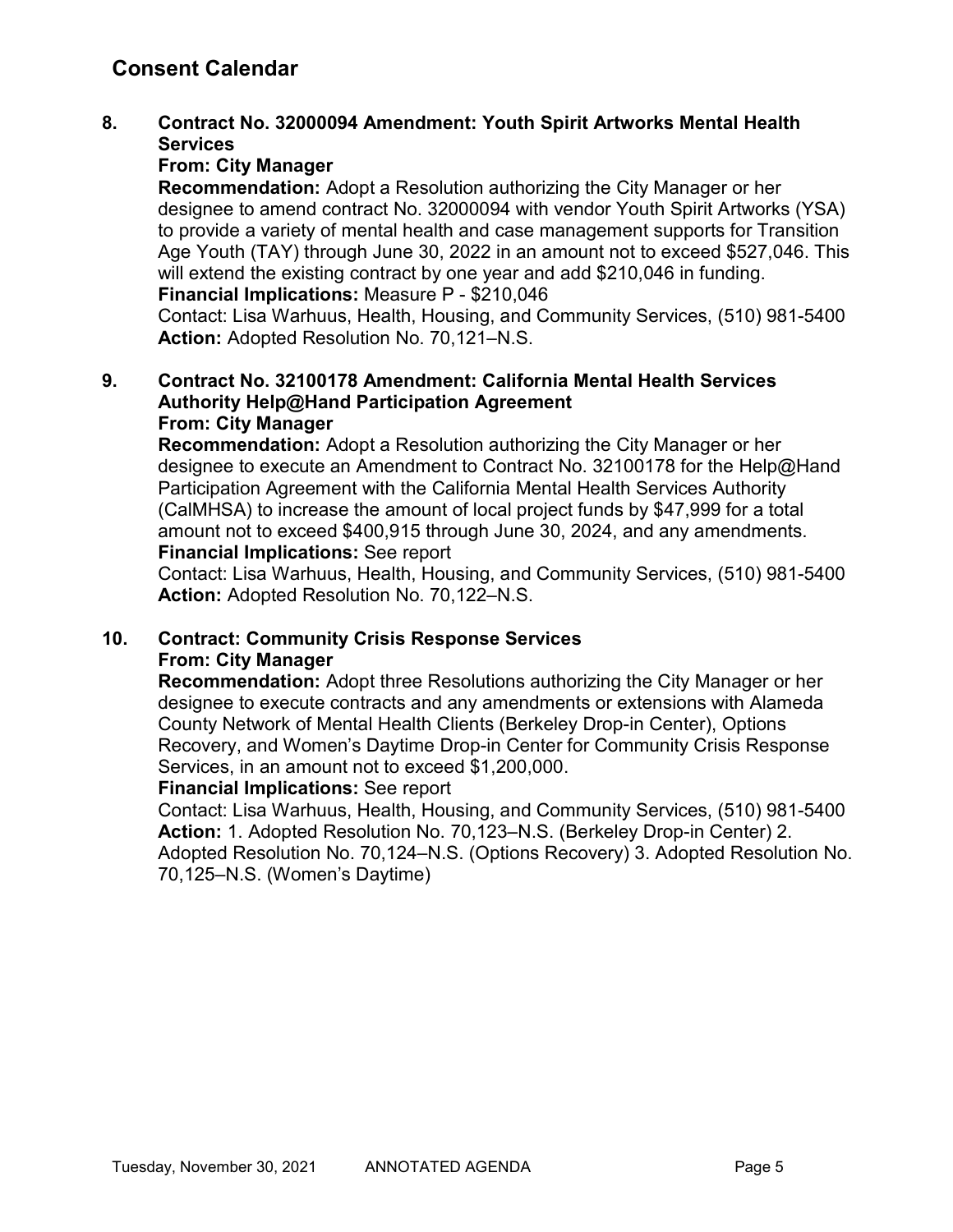## Consent Calendar

**8. Contract No. 32000094 Amendment: Youth Spirit Artworks Mental Health Services**
**From: City Manager**
**Recommendation:** Adopt a Resolution authorizing the City Manager or her designee to amend contract No. 32000094 with vendor Youth Spirit Artworks (YSA) to provide a variety of mental health and case management supports for Transition Age Youth (TAY) through June 30, 2022 in an amount not to exceed $527,046. This will extend the existing contract by one year and add $210,046 in funding.
**Financial Implications:** Measure P - $210,046
Contact: Lisa Warhuus, Health, Housing, and Community Services, (510) 981-5400
**Action:** Adopted Resolution No. 70,121–N.S.

**9. Contract No. 32100178 Amendment: California Mental Health Services Authority Help@Hand Participation Agreement**
**From: City Manager**
**Recommendation:** Adopt a Resolution authorizing the City Manager or her designee to execute an Amendment to Contract No. 32100178 for the Help@Hand Participation Agreement with the California Mental Health Services Authority (CalMHSA) to increase the amount of local project funds by $47,999 for a total amount not to exceed $400,915 through June 30, 2024, and any amendments.
**Financial Implications:** See report
Contact: Lisa Warhuus, Health, Housing, and Community Services, (510) 981-5400
**Action:** Adopted Resolution No. 70,122–N.S.

**10. Contract: Community Crisis Response Services**
**From: City Manager**
**Recommendation:** Adopt three Resolutions authorizing the City Manager or her designee to execute contracts and any amendments or extensions with Alameda County Network of Mental Health Clients (Berkeley Drop-in Center), Options Recovery, and Women's Daytime Drop-in Center for Community Crisis Response Services, in an amount not to exceed $1,200,000.
**Financial Implications:** See report
Contact: Lisa Warhuus, Health, Housing, and Community Services, (510) 981-5400
**Action:** 1. Adopted Resolution No. 70,123–N.S. (Berkeley Drop-in Center) 2. Adopted Resolution No. 70,124–N.S. (Options Recovery) 3. Adopted Resolution No. 70,125–N.S. (Women's Daytime)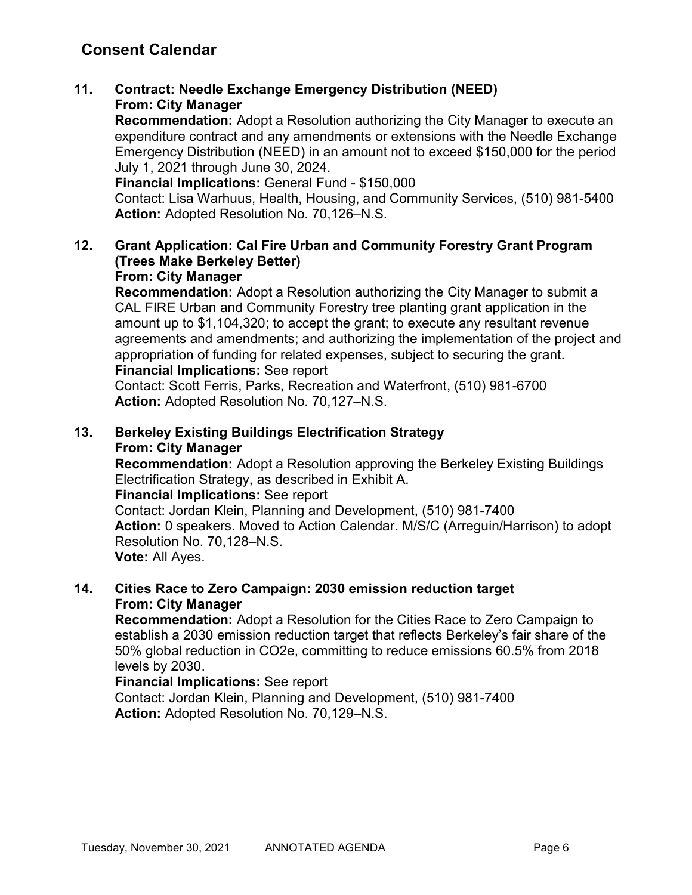## Consent Calendar

**11. Contract: Needle Exchange Emergency Distribution (NEED)**
**From: City Manager**
**Recommendation:** Adopt a Resolution authorizing the City Manager to execute an expenditure contract and any amendments or extensions with the Needle Exchange Emergency Distribution (NEED) in an amount not to exceed $150,000 for the period July 1, 2021 through June 30, 2024.
**Financial Implications:** General Fund - $150,000
Contact: Lisa Warhuus, Health, Housing, and Community Services, (510) 981-5400
**Action:** Adopted Resolution No. 70,126–N.S.

**12. Grant Application: Cal Fire Urban and Community Forestry Grant Program (Trees Make Berkeley Better)**
**From: City Manager**
**Recommendation:** Adopt a Resolution authorizing the City Manager to submit a CAL FIRE Urban and Community Forestry tree planting grant application in the amount up to $1,104,320; to accept the grant; to execute any resultant revenue agreements and amendments; and authorizing the implementation of the project and appropriation of funding for related expenses, subject to securing the grant.
**Financial Implications:** See report
Contact: Scott Ferris, Parks, Recreation and Waterfront, (510) 981-6700
**Action:** Adopted Resolution No. 70,127–N.S.

**13. Berkeley Existing Buildings Electrification Strategy**
**From: City Manager**
**Recommendation:** Adopt a Resolution approving the Berkeley Existing Buildings Electrification Strategy, as described in Exhibit A.
**Financial Implications:** See report
Contact: Jordan Klein, Planning and Development, (510) 981-7400
**Action:** 0 speakers. Moved to Action Calendar. M/S/C (Arreguin/Harrison) to adopt Resolution No. 70,128–N.S.
**Vote:** All Ayes.

**14. Cities Race to Zero Campaign: 2030 emission reduction target**
**From: City Manager**
**Recommendation:** Adopt a Resolution for the Cities Race to Zero Campaign to establish a 2030 emission reduction target that reflects Berkeley's fair share of the 50% global reduction in CO2e, committing to reduce emissions 60.5% from 2018 levels by 2030.
**Financial Implications:** See report
Contact: Jordan Klein, Planning and Development, (510) 981-7400
**Action:** Adopted Resolution No. 70,129–N.S.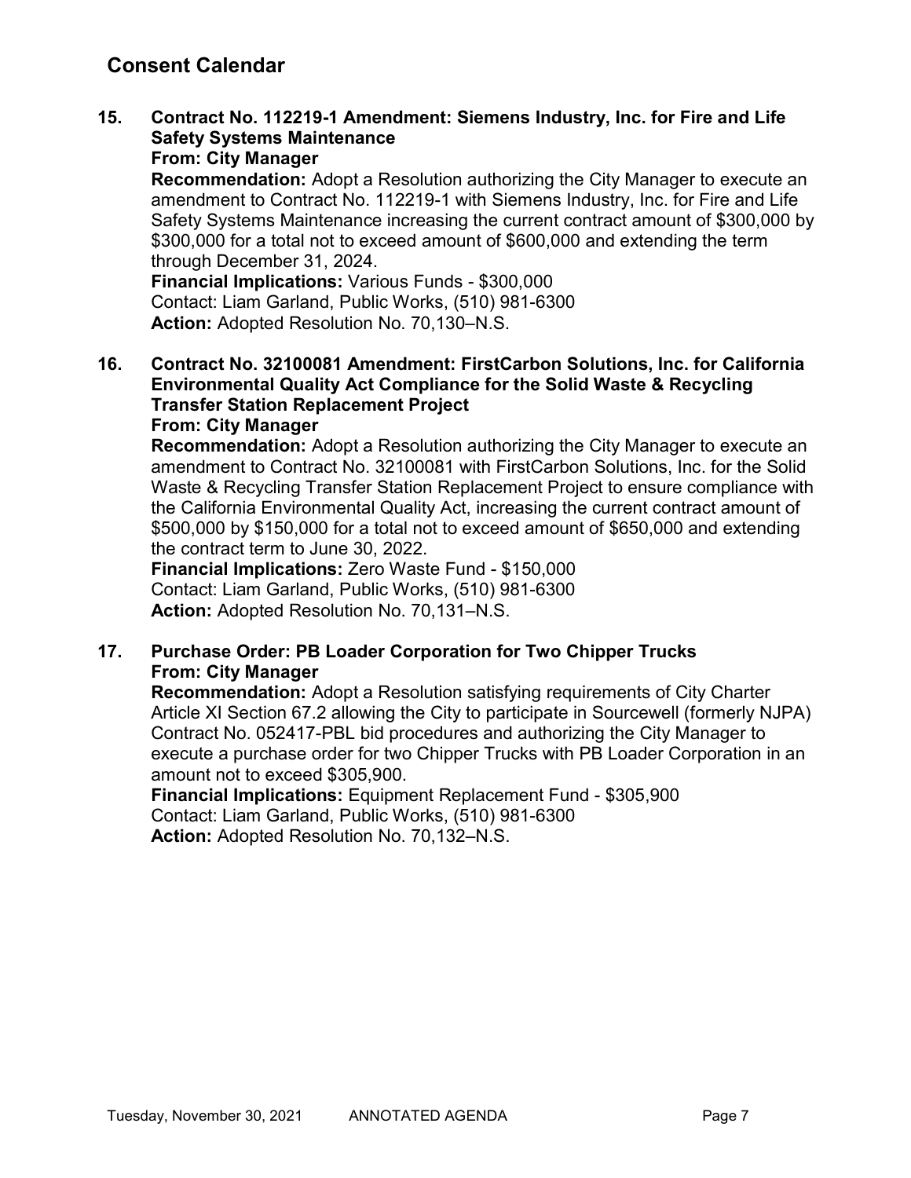## Consent Calendar

**15. Contract No. 112219-1 Amendment: Siemens Industry, Inc. for Fire and Life Safety Systems Maintenance**
**From: City Manager**
**Recommendation:** Adopt a Resolution authorizing the City Manager to execute an amendment to Contract No. 112219-1 with Siemens Industry, Inc. for Fire and Life Safety Systems Maintenance increasing the current contract amount of $300,000 by $300,000 for a total not to exceed amount of $600,000 and extending the term through December 31, 2024.
**Financial Implications:** Various Funds - $300,000
Contact: Liam Garland, Public Works, (510) 981-6300
**Action:** Adopted Resolution No. 70,130–N.S.

**16. Contract No. 32100081 Amendment: FirstCarbon Solutions, Inc. for California Environmental Quality Act Compliance for the Solid Waste & Recycling Transfer Station Replacement Project**
**From: City Manager**
**Recommendation:** Adopt a Resolution authorizing the City Manager to execute an amendment to Contract No. 32100081 with FirstCarbon Solutions, Inc. for the Solid Waste & Recycling Transfer Station Replacement Project to ensure compliance with the California Environmental Quality Act, increasing the current contract amount of $500,000 by $150,000 for a total not to exceed amount of $650,000 and extending the contract term to June 30, 2022.
**Financial Implications:** Zero Waste Fund - $150,000
Contact: Liam Garland, Public Works, (510) 981-6300
**Action:** Adopted Resolution No. 70,131–N.S.

**17. Purchase Order: PB Loader Corporation for Two Chipper Trucks**
**From: City Manager**
**Recommendation:** Adopt a Resolution satisfying requirements of City Charter Article XI Section 67.2 allowing the City to participate in Sourcewell (formerly NJPA) Contract No. 052417-PBL bid procedures and authorizing the City Manager to execute a purchase order for two Chipper Trucks with PB Loader Corporation in an amount not to exceed $305,900.
**Financial Implications:** Equipment Replacement Fund - $305,900
Contact: Liam Garland, Public Works, (510) 981-6300
**Action:** Adopted Resolution No. 70,132–N.S.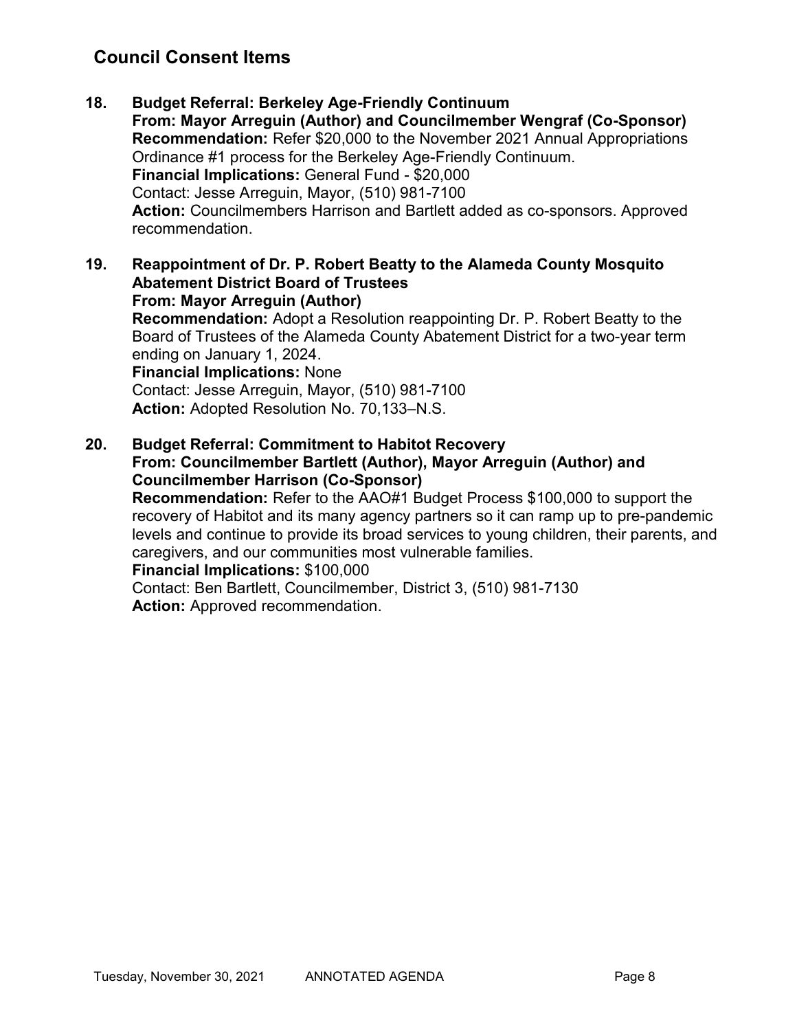## Council Consent Items

**18. Budget Referral: Berkeley Age-Friendly Continuum**
**From: Mayor Arreguin (Author) and Councilmember Wengraf (Co-Sponsor)**
**Recommendation:** Refer $20,000 to the November 2021 Annual Appropriations Ordinance #1 process for the Berkeley Age-Friendly Continuum.
**Financial Implications:** General Fund - $20,000
Contact: Jesse Arreguin, Mayor, (510) 981-7100
**Action:** Councilmembers Harrison and Bartlett added as co-sponsors. Approved recommendation.

**19. Reappointment of Dr. P. Robert Beatty to the Alameda County Mosquito Abatement District Board of Trustees**
**From: Mayor Arreguin (Author)**
**Recommendation:** Adopt a Resolution reappointing Dr. P. Robert Beatty to the Board of Trustees of the Alameda County Abatement District for a two-year term ending on January 1, 2024.
**Financial Implications:** None
Contact: Jesse Arreguin, Mayor, (510) 981-7100
**Action:** Adopted Resolution No. 70,133–N.S.

**20. Budget Referral: Commitment to Habitot Recovery**
**From: Councilmember Bartlett (Author), Mayor Arreguin (Author) and Councilmember Harrison (Co-Sponsor)**
**Recommendation:** Refer to the AAO#1 Budget Process $100,000 to support the recovery of Habitot and its many agency partners so it can ramp up to pre-pandemic levels and continue to provide its broad services to young children, their parents, and caregivers, and our communities most vulnerable families.
**Financial Implications:** $100,000
Contact: Ben Bartlett, Councilmember, District 3, (510) 981-7130
**Action:** Approved recommendation.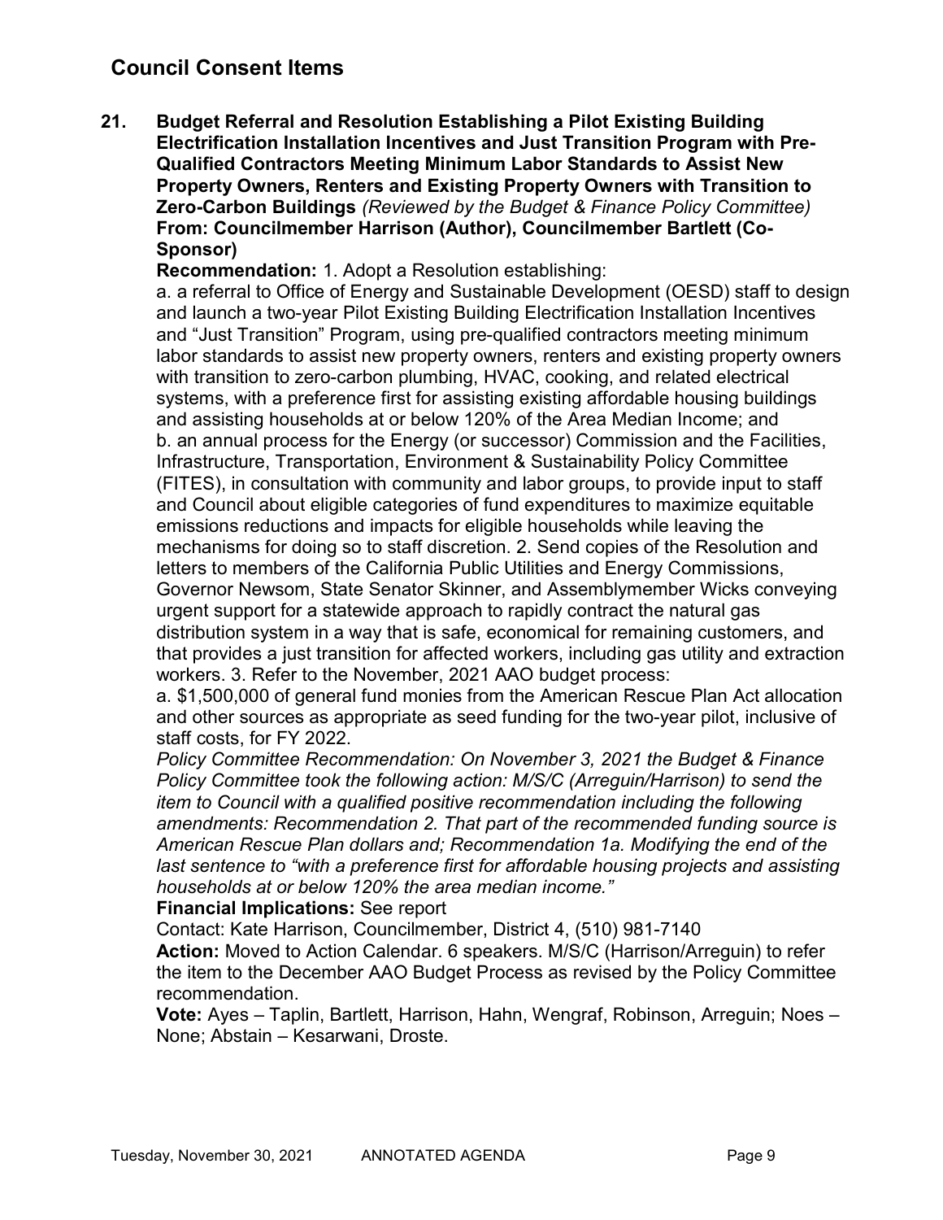## Council Consent Items

**21. Budget Referral and Resolution Establishing a Pilot Existing Building Electrification Installation Incentives and Just Transition Program with Pre-Qualified Contractors Meeting Minimum Labor Standards to Assist New Property Owners, Renters and Existing Property Owners with Transition to Zero-Carbon Buildings** *(Reviewed by the Budget & Finance Policy Committee)*
**From: Councilmember Harrison (Author), Councilmember Bartlett (Co-Sponsor)**

**Recommendation:** 1. Adopt a Resolution establishing:
a. a referral to Office of Energy and Sustainable Development (OESD) staff to design and launch a two-year Pilot Existing Building Electrification Installation Incentives and "Just Transition" Program, using pre-qualified contractors meeting minimum labor standards to assist new property owners, renters and existing property owners with transition to zero-carbon plumbing, HVAC, cooking, and related electrical systems, with a preference first for assisting existing affordable housing buildings and assisting households at or below 120% of the Area Median Income; and
b. an annual process for the Energy (or successor) Commission and the Facilities, Infrastructure, Transportation, Environment & Sustainability Policy Committee (FITES), in consultation with community and labor groups, to provide input to staff and Council about eligible categories of fund expenditures to maximize equitable emissions reductions and impacts for eligible households while leaving the mechanisms for doing so to staff discretion. 2. Send copies of the Resolution and letters to members of the California Public Utilities and Energy Commissions, Governor Newsom, State Senator Skinner, and Assemblymember Wicks conveying urgent support for a statewide approach to rapidly contract the natural gas distribution system in a way that is safe, economical for remaining customers, and that provides a just transition for affected workers, including gas utility and extraction workers. 3. Refer to the November, 2021 AAO budget process:
a. $1,500,000 of general fund monies from the American Rescue Plan Act allocation and other sources as appropriate as seed funding for the two-year pilot, inclusive of staff costs, for FY 2022.
*Policy Committee Recommendation: On November 3, 2021 the Budget & Finance Policy Committee took the following action: M/S/C (Arreguin/Harrison) to send the item to Council with a qualified positive recommendation including the following amendments: Recommendation 2. That part of the recommended funding source is American Rescue Plan dollars and; Recommendation 1a. Modifying the end of the last sentence to "with a preference first for affordable housing projects and assisting households at or below 120% the area median income."*

**Financial Implications:** See report
Contact: Kate Harrison, Councilmember, District 4, (510) 981-7140

**Action:** Moved to Action Calendar. 6 speakers. M/S/C (Harrison/Arreguin) to refer the item to the December AAO Budget Process as revised by the Policy Committee recommendation.

**Vote:** Ayes – Taplin, Bartlett, Harrison, Hahn, Wengraf, Robinson, Arreguin; Noes – None; Abstain – Kesarwani, Droste.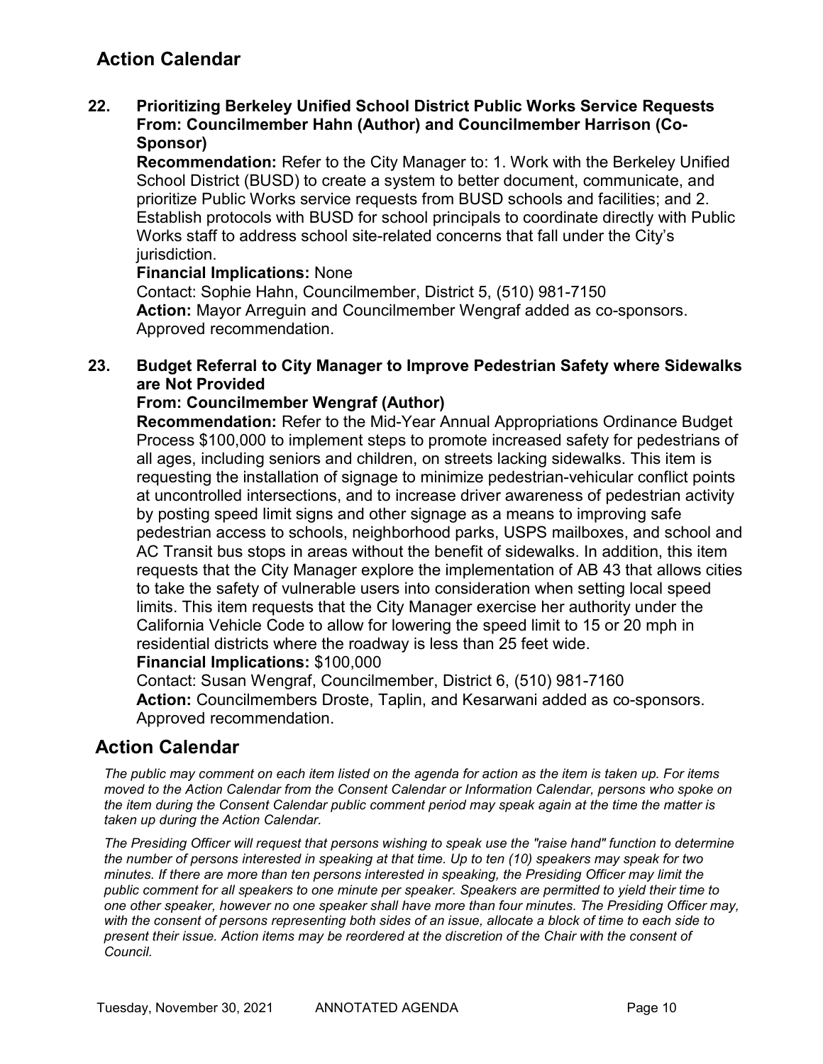## Action Calendar

**22. Prioritizing Berkeley Unified School District Public Works Service Requests From: Councilmember Hahn (Author) and Councilmember Harrison (Co-Sponsor)**

**Recommendation:** Refer to the City Manager to: 1. Work with the Berkeley Unified School District (BUSD) to create a system to better document, communicate, and prioritize Public Works service requests from BUSD schools and facilities; and 2. Establish protocols with BUSD for school principals to coordinate directly with Public Works staff to address school site-related concerns that fall under the City's jurisdiction.

**Financial Implications:** None

Contact: Sophie Hahn, Councilmember, District 5, (510) 981-7150

**Action:** Mayor Arreguin and Councilmember Wengraf added as co-sponsors. Approved recommendation.

**23. Budget Referral to City Manager to Improve Pedestrian Safety where Sidewalks are Not Provided**

**From: Councilmember Wengraf (Author)**

**Recommendation:** Refer to the Mid-Year Annual Appropriations Ordinance Budget Process $100,000 to implement steps to promote increased safety for pedestrians of all ages, including seniors and children, on streets lacking sidewalks. This item is requesting the installation of signage to minimize pedestrian-vehicular conflict points at uncontrolled intersections, and to increase driver awareness of pedestrian activity by posting speed limit signs and other signage as a means to improving safe pedestrian access to schools, neighborhood parks, USPS mailboxes, and school and AC Transit bus stops in areas without the benefit of sidewalks. In addition, this item requests that the City Manager explore the implementation of AB 43 that allows cities to take the safety of vulnerable users into consideration when setting local speed limits. This item requests that the City Manager exercise her authority under the California Vehicle Code to allow for lowering the speed limit to 15 or 20 mph in residential districts where the roadway is less than 25 feet wide.

**Financial Implications:** $100,000

Contact: Susan Wengraf, Councilmember, District 6, (510) 981-7160

**Action:** Councilmembers Droste, Taplin, and Kesarwani added as co-sponsors. Approved recommendation.

## Action Calendar

*The public may comment on each item listed on the agenda for action as the item is taken up. For items moved to the Action Calendar from the Consent Calendar or Information Calendar, persons who spoke on the item during the Consent Calendar public comment period may speak again at the time the matter is taken up during the Action Calendar.*

*The Presiding Officer will request that persons wishing to speak use the "raise hand" function to determine the number of persons interested in speaking at that time. Up to ten (10) speakers may speak for two minutes. If there are more than ten persons interested in speaking, the Presiding Officer may limit the public comment for all speakers to one minute per speaker. Speakers are permitted to yield their time to one other speaker, however no one speaker shall have more than four minutes. The Presiding Officer may, with the consent of persons representing both sides of an issue, allocate a block of time to each side to present their issue. Action items may be reordered at the discretion of the Chair with the consent of Council.*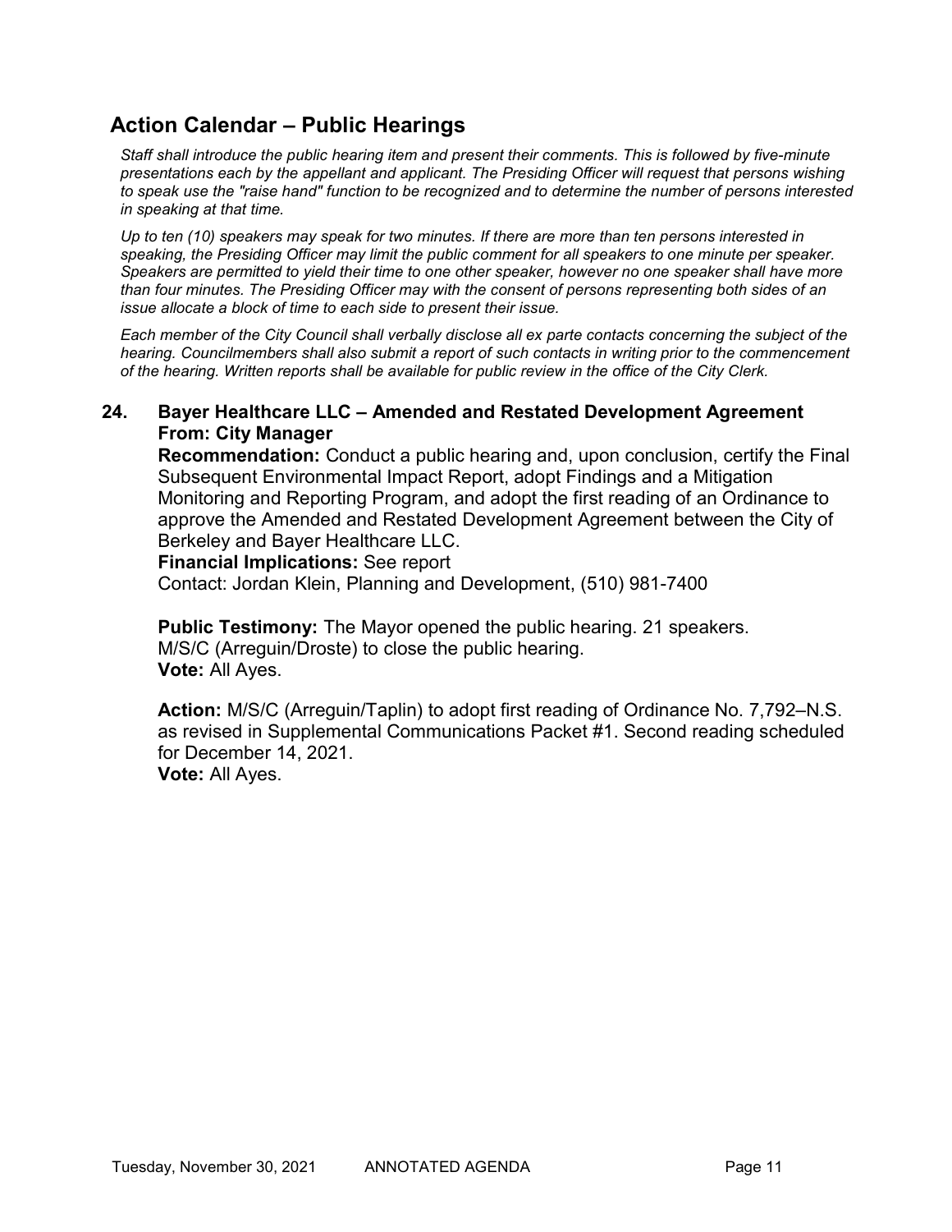## Action Calendar – Public Hearings

*Staff shall introduce the public hearing item and present their comments. This is followed by five-minute presentations each by the appellant and applicant. The Presiding Officer will request that persons wishing to speak use the "raise hand" function to be recognized and to determine the number of persons interested in speaking at that time.*

*Up to ten (10) speakers may speak for two minutes. If there are more than ten persons interested in speaking, the Presiding Officer may limit the public comment for all speakers to one minute per speaker. Speakers are permitted to yield their time to one other speaker, however no one speaker shall have more than four minutes. The Presiding Officer may with the consent of persons representing both sides of an issue allocate a block of time to each side to present their issue.*

*Each member of the City Council shall verbally disclose all ex parte contacts concerning the subject of the hearing. Councilmembers shall also submit a report of such contacts in writing prior to the commencement of the hearing. Written reports shall be available for public review in the office of the City Clerk.*

**24. Bayer Healthcare LLC – Amended and Restated Development Agreement**
**From: City Manager**

**Recommendation:** Conduct a public hearing and, upon conclusion, certify the Final Subsequent Environmental Impact Report, adopt Findings and a Mitigation Monitoring and Reporting Program, and adopt the first reading of an Ordinance to approve the Amended and Restated Development Agreement between the City of Berkeley and Bayer Healthcare LLC.
**Financial Implications:** See report
Contact: Jordan Klein, Planning and Development, (510) 981-7400

**Public Testimony:** The Mayor opened the public hearing. 21 speakers.
M/S/C (Arreguin/Droste) to close the public hearing.
**Vote:** All Ayes.

**Action:** M/S/C (Arreguin/Taplin) to adopt first reading of Ordinance No. 7,792–N.S. as revised in Supplemental Communications Packet #1. Second reading scheduled for December 14, 2021.
**Vote:** All Ayes.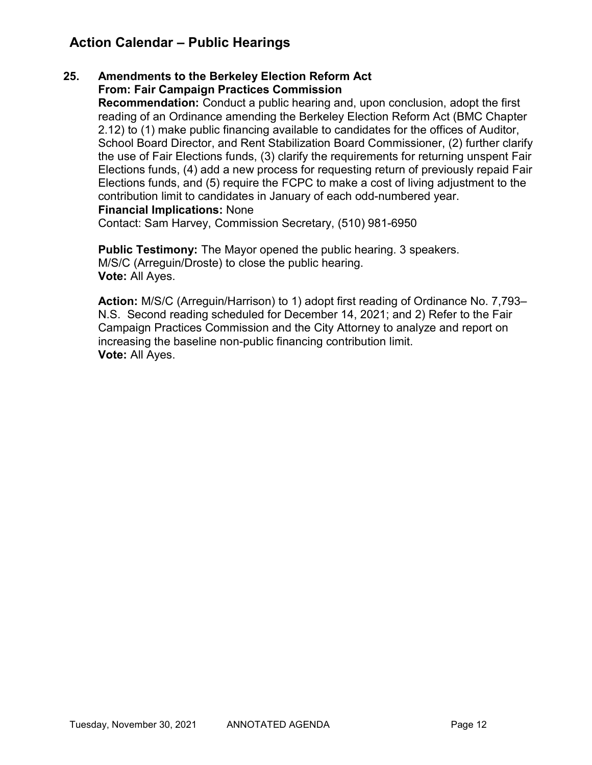## Action Calendar – Public Hearings

**25. Amendments to the Berkeley Election Reform Act**
**From: Fair Campaign Practices Commission**

**Recommendation:** Conduct a public hearing and, upon conclusion, adopt the first reading of an Ordinance amending the Berkeley Election Reform Act (BMC Chapter 2.12) to (1) make public financing available to candidates for the offices of Auditor, School Board Director, and Rent Stabilization Board Commissioner, (2) further clarify the use of Fair Elections funds, (3) clarify the requirements for returning unspent Fair Elections funds, (4) add a new process for requesting return of previously repaid Fair Elections funds, and (5) require the FCPC to make a cost of living adjustment to the contribution limit to candidates in January of each odd-numbered year.

**Financial Implications:** None

Contact: Sam Harvey, Commission Secretary, (510) 981-6950

**Public Testimony:** The Mayor opened the public hearing. 3 speakers.
M/S/C (Arreguin/Droste) to close the public hearing.
**Vote:** All Ayes.

**Action:** M/S/C (Arreguin/Harrison) to 1) adopt first reading of Ordinance No. 7,793–N.S. Second reading scheduled for December 14, 2021; and 2) Refer to the Fair Campaign Practices Commission and the City Attorney to analyze and report on increasing the baseline non-public financing contribution limit.
**Vote:** All Ayes.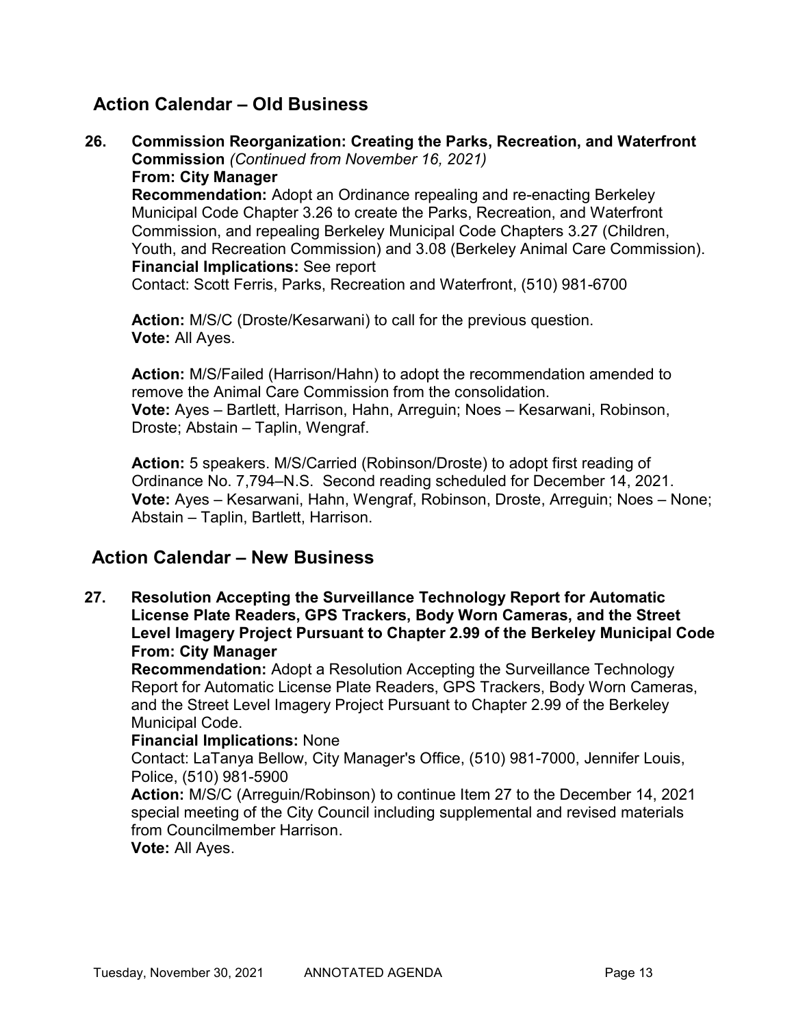## Action Calendar – Old Business

**26. Commission Reorganization: Creating the Parks, Recreation, and Waterfront Commission** *(Continued from November 16, 2021)*
**From: City Manager**
**Recommendation:** Adopt an Ordinance repealing and re-enacting Berkeley Municipal Code Chapter 3.26 to create the Parks, Recreation, and Waterfront Commission, and repealing Berkeley Municipal Code Chapters 3.27 (Children, Youth, and Recreation Commission) and 3.08 (Berkeley Animal Care Commission).
**Financial Implications:** See report
Contact: Scott Ferris, Parks, Recreation and Waterfront, (510) 981-6700

**Action:** M/S/C (Droste/Kesarwani) to call for the previous question.
**Vote:** All Ayes.

**Action:** M/S/Failed (Harrison/Hahn) to adopt the recommendation amended to remove the Animal Care Commission from the consolidation.
**Vote:** Ayes – Bartlett, Harrison, Hahn, Arreguin; Noes – Kesarwani, Robinson, Droste; Abstain – Taplin, Wengraf.

**Action:** 5 speakers. M/S/Carried (Robinson/Droste) to adopt first reading of Ordinance No. 7,794–N.S. Second reading scheduled for December 14, 2021.
**Vote:** Ayes – Kesarwani, Hahn, Wengraf, Robinson, Droste, Arreguin; Noes – None; Abstain – Taplin, Bartlett, Harrison.

## Action Calendar – New Business

**27. Resolution Accepting the Surveillance Technology Report for Automatic License Plate Readers, GPS Trackers, Body Worn Cameras, and the Street Level Imagery Project Pursuant to Chapter 2.99 of the Berkeley Municipal Code**
**From: City Manager**
**Recommendation:** Adopt a Resolution Accepting the Surveillance Technology Report for Automatic License Plate Readers, GPS Trackers, Body Worn Cameras, and the Street Level Imagery Project Pursuant to Chapter 2.99 of the Berkeley Municipal Code.
**Financial Implications:** None
Contact: LaTanya Bellow, City Manager's Office, (510) 981-7000, Jennifer Louis, Police, (510) 981-5900
**Action:** M/S/C (Arreguin/Robinson) to continue Item 27 to the December 14, 2021 special meeting of the City Council including supplemental and revised materials from Councilmember Harrison.
**Vote:** All Ayes.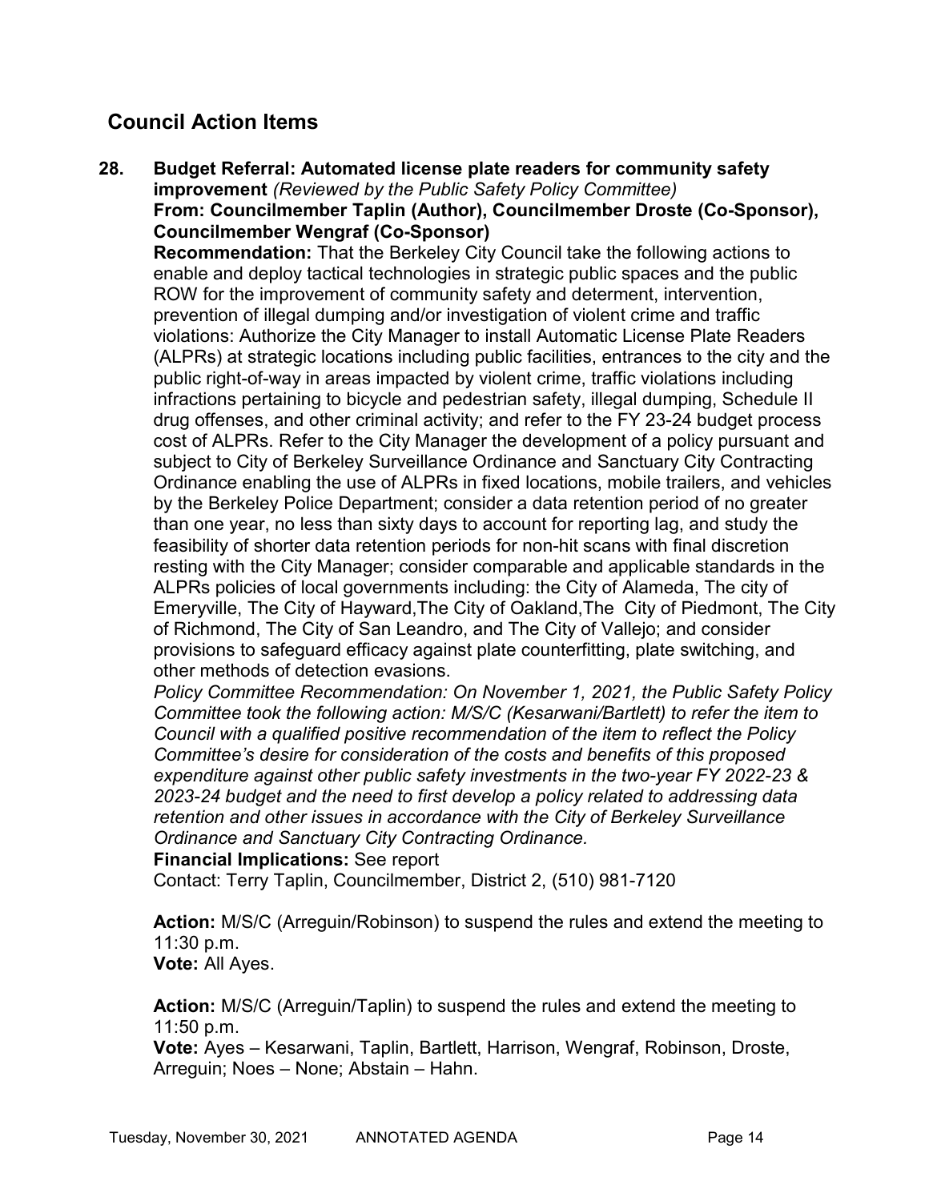## Council Action Items

**28. Budget Referral: Automated license plate readers for community safety improvement** *(Reviewed by the Public Safety Policy Committee)*
**From: Councilmember Taplin (Author), Councilmember Droste (Co-Sponsor), Councilmember Wengraf (Co-Sponsor)**
**Recommendation:** That the Berkeley City Council take the following actions to enable and deploy tactical technologies in strategic public spaces and the public ROW for the improvement of community safety and determent, intervention, prevention of illegal dumping and/or investigation of violent crime and traffic violations: Authorize the City Manager to install Automatic License Plate Readers (ALPRs) at strategic locations including public facilities, entrances to the city and the public right-of-way in areas impacted by violent crime, traffic violations including infractions pertaining to bicycle and pedestrian safety, illegal dumping, Schedule II drug offenses, and other criminal activity; and refer to the FY 23-24 budget process cost of ALPRs. Refer to the City Manager the development of a policy pursuant and subject to City of Berkeley Surveillance Ordinance and Sanctuary City Contracting Ordinance enabling the use of ALPRs in fixed locations, mobile trailers, and vehicles by the Berkeley Police Department; consider a data retention period of no greater than one year, no less than sixty days to account for reporting lag, and study the feasibility of shorter data retention periods for non-hit scans with final discretion resting with the City Manager; consider comparable and applicable standards in the ALPRs policies of local governments including: the City of Alameda, The city of Emeryville, The City of Hayward,The City of Oakland,The City of Piedmont, The City of Richmond, The City of San Leandro, and The City of Vallejo; and consider provisions to safeguard efficacy against plate counterfitting, plate switching, and other methods of detection evasions.
*Policy Committee Recommendation: On November 1, 2021, the Public Safety Policy Committee took the following action: M/S/C (Kesarwani/Bartlett) to refer the item to Council with a qualified positive recommendation of the item to reflect the Policy Committee's desire for consideration of the costs and benefits of this proposed expenditure against other public safety investments in the two-year FY 2022-23 & 2023-24 budget and the need to first develop a policy related to addressing data retention and other issues in accordance with the City of Berkeley Surveillance Ordinance and Sanctuary City Contracting Ordinance.*
**Financial Implications:** See report
Contact: Terry Taplin, Councilmember, District 2, (510) 981-7120

**Action:** M/S/C (Arreguin/Robinson) to suspend the rules and extend the meeting to 11:30 p.m.
**Vote:** All Ayes.

**Action:** M/S/C (Arreguin/Taplin) to suspend the rules and extend the meeting to 11:50 p.m.
**Vote:** Ayes – Kesarwani, Taplin, Bartlett, Harrison, Wengraf, Robinson, Droste, Arreguin; Noes – None; Abstain – Hahn.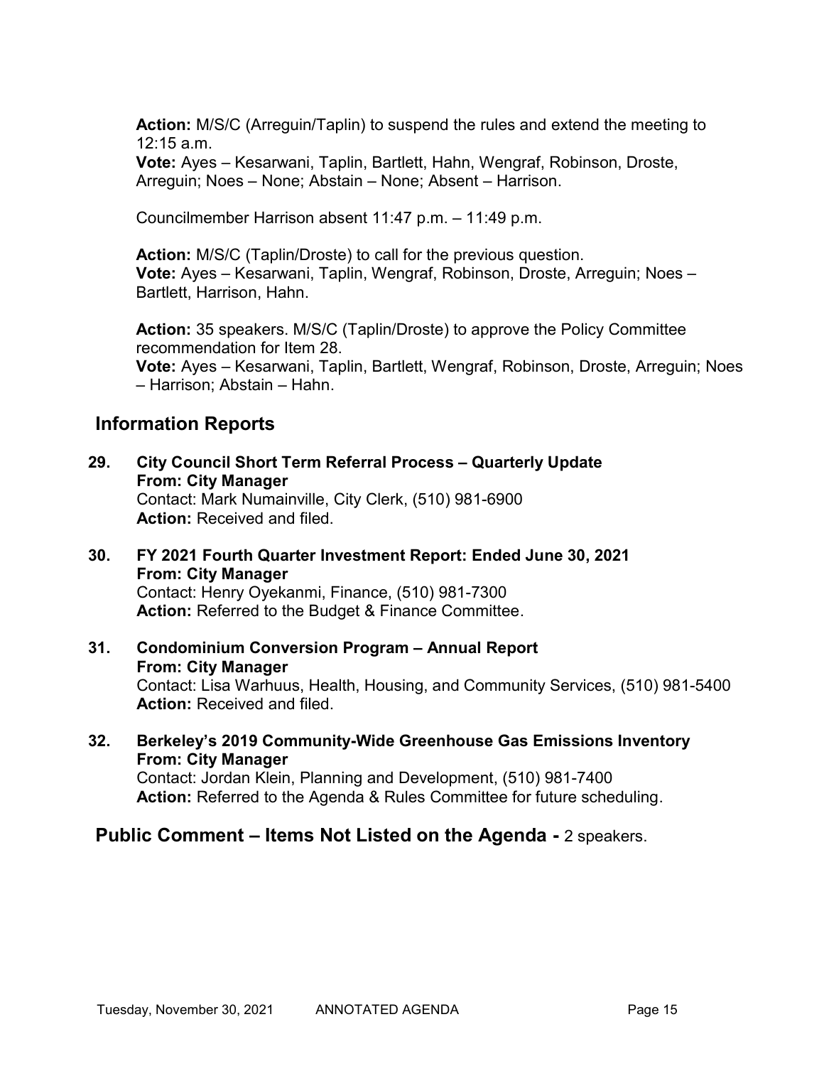**Action:** M/S/C (Arreguin/Taplin) to suspend the rules and extend the meeting to 12:15 a.m.
**Vote:** Ayes – Kesarwani, Taplin, Bartlett, Hahn, Wengraf, Robinson, Droste, Arreguin; Noes – None; Abstain – None; Absent – Harrison.

Councilmember Harrison absent 11:47 p.m. – 11:49 p.m.

**Action:** M/S/C (Taplin/Droste) to call for the previous question.
**Vote:** Ayes – Kesarwani, Taplin, Wengraf, Robinson, Droste, Arreguin; Noes – Bartlett, Harrison, Hahn.

**Action:** 35 speakers. M/S/C (Taplin/Droste) to approve the Policy Committee recommendation for Item 28.
**Vote:** Ayes – Kesarwani, Taplin, Bartlett, Wengraf, Robinson, Droste, Arreguin; Noes – Harrison; Abstain – Hahn.

## Information Reports

**29. City Council Short Term Referral Process – Quarterly Update**
**From: City Manager**
Contact: Mark Numainville, City Clerk, (510) 981-6900
**Action:** Received and filed.

**30. FY 2021 Fourth Quarter Investment Report: Ended June 30, 2021**
**From: City Manager**
Contact: Henry Oyekanmi, Finance, (510) 981-7300
**Action:** Referred to the Budget & Finance Committee.

**31. Condominium Conversion Program – Annual Report**
**From: City Manager**
Contact: Lisa Warhuus, Health, Housing, and Community Services, (510) 981-5400
**Action:** Received and filed.

**32. Berkeley's 2019 Community-Wide Greenhouse Gas Emissions Inventory**
**From: City Manager**
Contact: Jordan Klein, Planning and Development, (510) 981-7400
**Action:** Referred to the Agenda & Rules Committee for future scheduling.

## Public Comment – Items Not Listed on the Agenda - 2 speakers.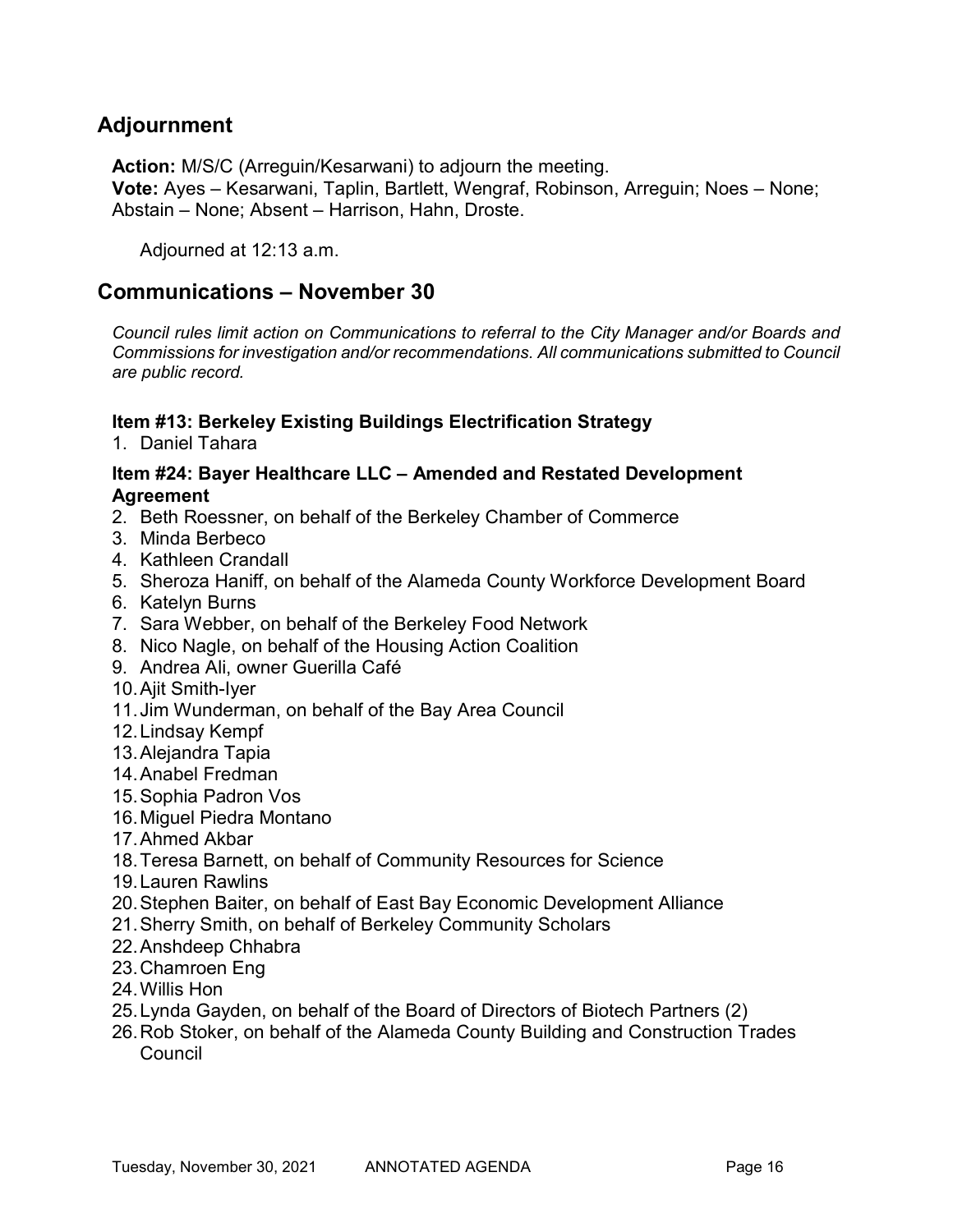## Adjournment

**Action:** M/S/C (Arreguin/Kesarwani) to adjourn the meeting.
**Vote:** Ayes – Kesarwani, Taplin, Bartlett, Wengraf, Robinson, Arreguin; Noes – None; Abstain – None; Absent – Harrison, Hahn, Droste.

Adjourned at 12:13 a.m.

## Communications – November 30

*Council rules limit action on Communications to referral to the City Manager and/or Boards and Commissions for investigation and/or recommendations. All communications submitted to Council are public record.*

### Item #13: Berkeley Existing Buildings Electrification Strategy

1. Daniel Tahara

### Item #24: Bayer Healthcare LLC – Amended and Restated Development Agreement

2. Beth Roessner, on behalf of the Berkeley Chamber of Commerce
3. Minda Berbeco
4. Kathleen Crandall
5. Sheroza Haniff, on behalf of the Alameda County Workforce Development Board
6. Katelyn Burns
7. Sara Webber, on behalf of the Berkeley Food Network
8. Nico Nagle, on behalf of the Housing Action Coalition
9. Andrea Ali, owner Guerilla Café
10. Ajit Smith-Iyer
11. Jim Wunderman, on behalf of the Bay Area Council
12. Lindsay Kempf
13. Alejandra Tapia
14. Anabel Fredman
15. Sophia Padron Vos
16. Miguel Piedra Montano
17. Ahmed Akbar
18. Teresa Barnett, on behalf of Community Resources for Science
19. Lauren Rawlins
20. Stephen Baiter, on behalf of East Bay Economic Development Alliance
21. Sherry Smith, on behalf of Berkeley Community Scholars
22. Anshdeep Chhabra
23. Chamroen Eng
24. Willis Hon
25. Lynda Gayden, on behalf of the Board of Directors of Biotech Partners (2)
26. Rob Stoker, on behalf of the Alameda County Building and Construction Trades Council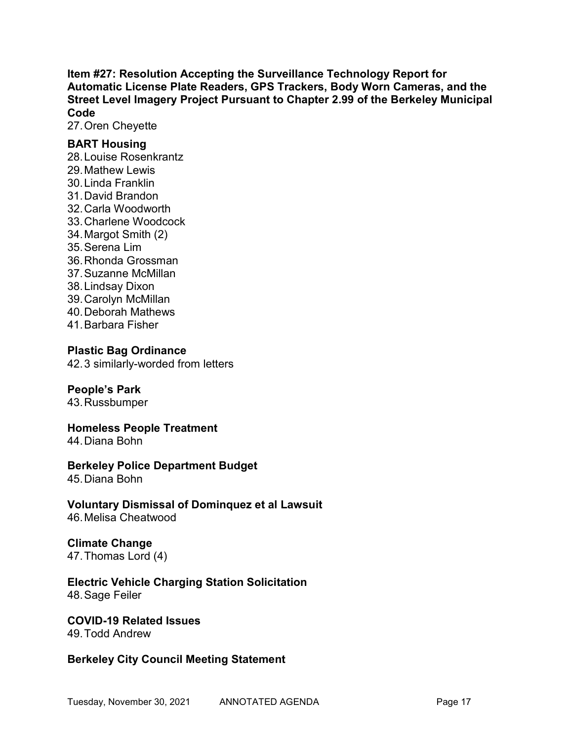**Item #27: Resolution Accepting the Surveillance Technology Report for Automatic License Plate Readers, GPS Trackers, Body Worn Cameras, and the Street Level Imagery Project Pursuant to Chapter 2.99 of the Berkeley Municipal Code**

27. Oren Cheyette

**BART Housing**

28. Louise Rosenkrantz
29. Mathew Lewis
30. Linda Franklin
31. David Brandon
32. Carla Woodworth
33. Charlene Woodcock
34. Margot Smith (2)
35. Serena Lim
36. Rhonda Grossman
37. Suzanne McMillan
38. Lindsay Dixon
39. Carolyn McMillan
40. Deborah Mathews
41. Barbara Fisher

**Plastic Bag Ordinance**

42. 3 similarly-worded from letters

**People's Park**

43. Russbumper

**Homeless People Treatment**

44. Diana Bohn

**Berkeley Police Department Budget**

45. Diana Bohn

**Voluntary Dismissal of Dominquez et al Lawsuit**

46. Melisa Cheatwood

**Climate Change**

47. Thomas Lord (4)

**Electric Vehicle Charging Station Solicitation**

48. Sage Feiler

**COVID-19 Related Issues**

49. Todd Andrew

**Berkeley City Council Meeting Statement**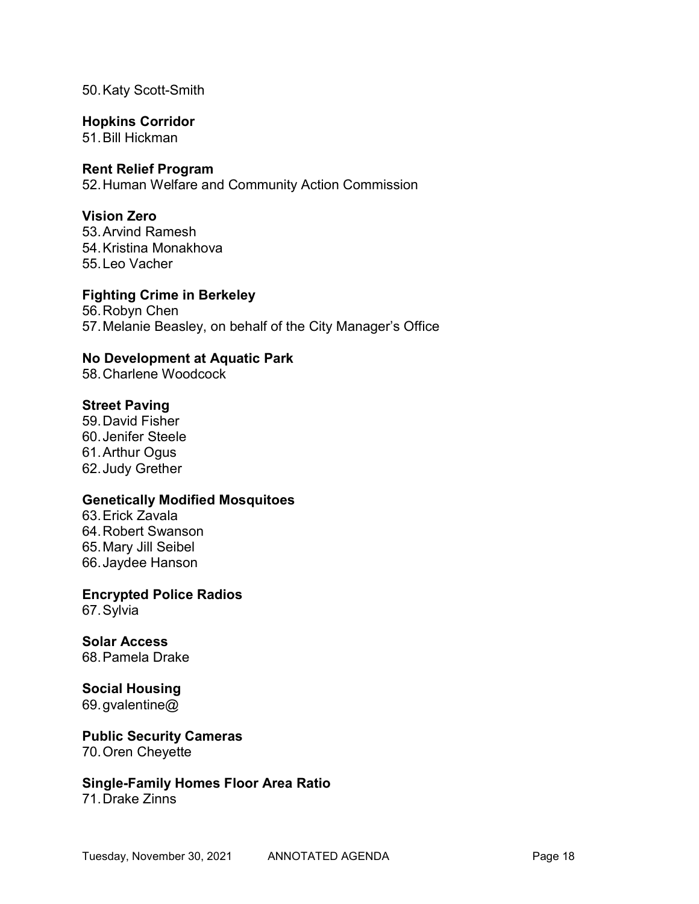50. Katy Scott-Smith

**Hopkins Corridor**

51. Bill Hickman

**Rent Relief Program**

52. Human Welfare and Community Action Commission

**Vision Zero**

53. Arvind Ramesh
54. Kristina Monakhova
55. Leo Vacher

**Fighting Crime in Berkeley**

56. Robyn Chen
57. Melanie Beasley, on behalf of the City Manager's Office

**No Development at Aquatic Park**

58. Charlene Woodcock

**Street Paving**

59. David Fisher
60. Jenifer Steele
61. Arthur Ogus
62. Judy Grether

**Genetically Modified Mosquitoes**

63. Erick Zavala
64. Robert Swanson
65. Mary Jill Seibel
66. Jaydee Hanson

**Encrypted Police Radios**

67. Sylvia

**Solar Access**

68. Pamela Drake

**Social Housing**

69. gvalentine@

**Public Security Cameras**

70. Oren Cheyette

**Single-Family Homes Floor Area Ratio**

71. Drake Zinns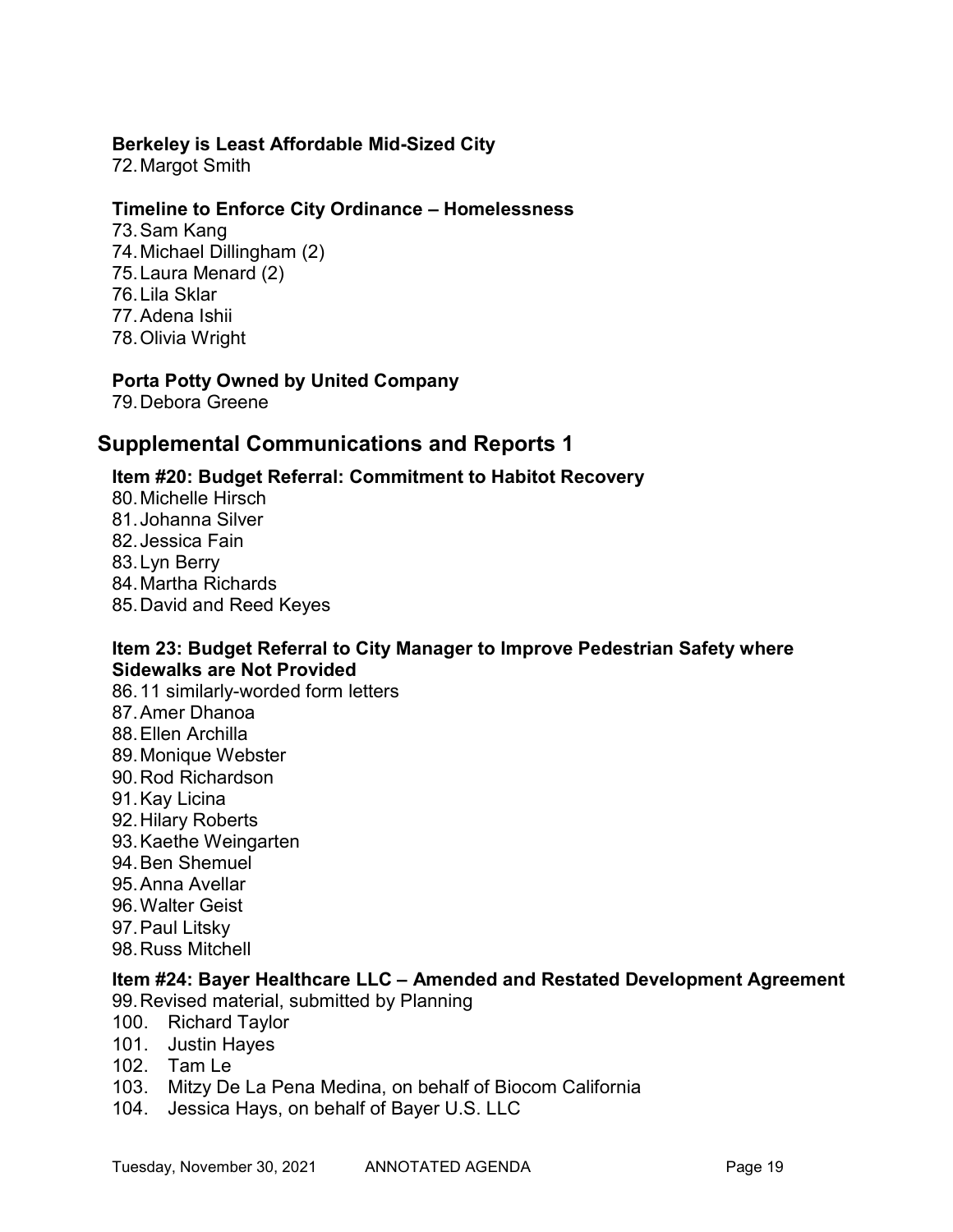**Berkeley is Least Affordable Mid-Sized City**

72. Margot Smith

**Timeline to Enforce City Ordinance – Homelessness**

73. Sam Kang
74. Michael Dillingham (2)
75. Laura Menard (2)
76. Lila Sklar
77. Adena Ishii
78. Olivia Wright

**Porta Potty Owned by United Company**

79. Debora Greene

## Supplemental Communications and Reports 1

**Item #20: Budget Referral: Commitment to Habitot Recovery**

80. Michelle Hirsch
81. Johanna Silver
82. Jessica Fain
83. Lyn Berry
84. Martha Richards
85. David and Reed Keyes

**Item 23: Budget Referral to City Manager to Improve Pedestrian Safety where Sidewalks are Not Provided**

86. 11 similarly-worded form letters
87. Amer Dhanoa
88. Ellen Archilla
89. Monique Webster
90. Rod Richardson
91. Kay Licina
92. Hilary Roberts
93. Kaethe Weingarten
94. Ben Shemuel
95. Anna Avellar
96. Walter Geist
97. Paul Litsky
98. Russ Mitchell

**Item #24: Bayer Healthcare LLC – Amended and Restated Development Agreement**

99. Revised material, submitted by Planning
100. Richard Taylor
101. Justin Hayes
102. Tam Le
103. Mitzy De La Pena Medina, on behalf of Biocom California
104. Jessica Hays, on behalf of Bayer U.S. LLC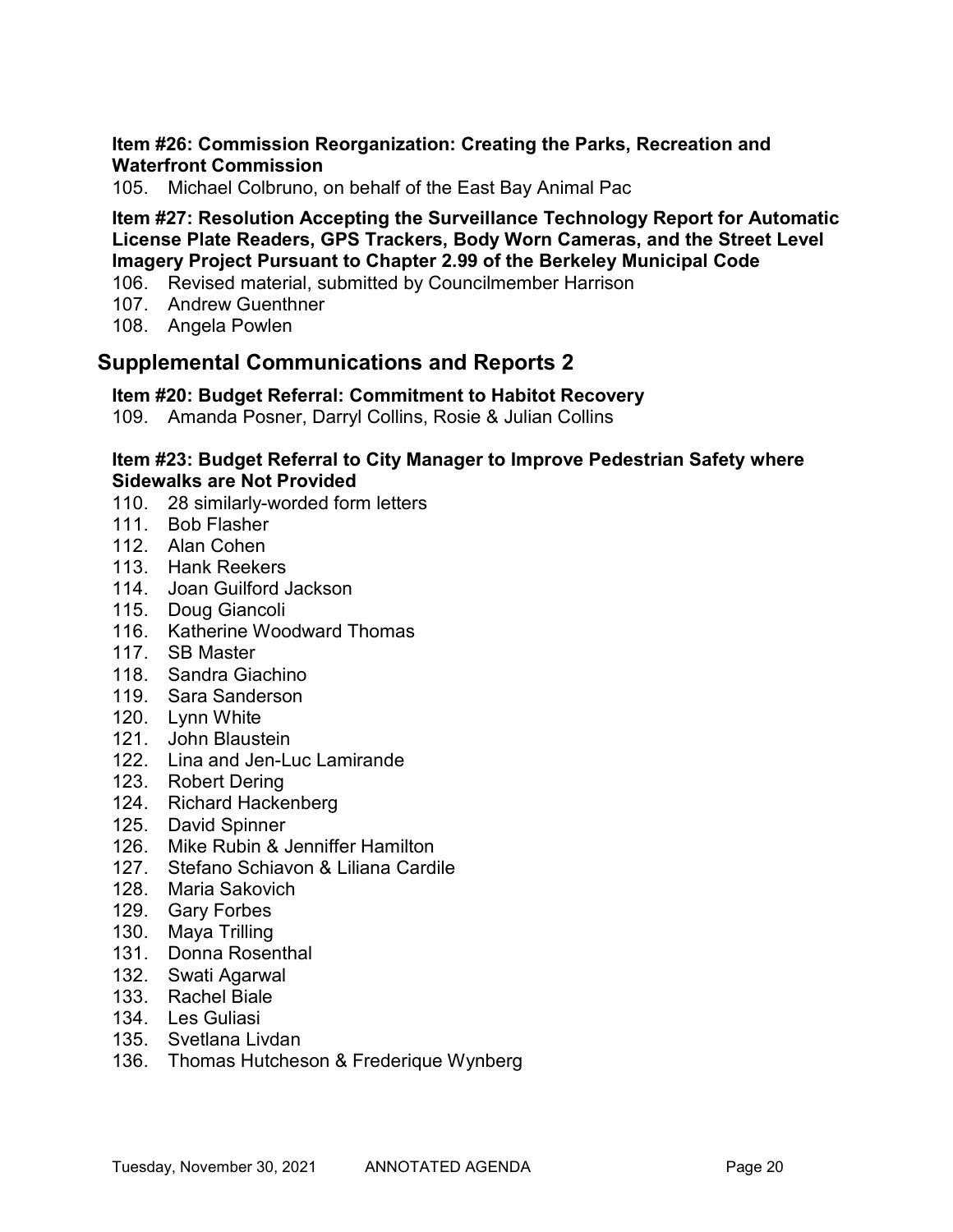**Item #26: Commission Reorganization: Creating the Parks, Recreation and Waterfront Commission**

105. Michael Colbruno, on behalf of the East Bay Animal Pac

**Item #27: Resolution Accepting the Surveillance Technology Report for Automatic License Plate Readers, GPS Trackers, Body Worn Cameras, and the Street Level Imagery Project Pursuant to Chapter 2.99 of the Berkeley Municipal Code**

106. Revised material, submitted by Councilmember Harrison
107. Andrew Guenthner
108. Angela Powlen

## Supplemental Communications and Reports 2

**Item #20: Budget Referral: Commitment to Habitot Recovery**

109. Amanda Posner, Darryl Collins, Rosie & Julian Collins

**Item #23: Budget Referral to City Manager to Improve Pedestrian Safety where Sidewalks are Not Provided**

110. 28 similarly-worded form letters
111. Bob Flasher
112. Alan Cohen
113. Hank Reekers
114. Joan Guilford Jackson
115. Doug Giancoli
116. Katherine Woodward Thomas
117. SB Master
118. Sandra Giachino
119. Sara Sanderson
120. Lynn White
121. John Blaustein
122. Lina and Jen-Luc Lamirande
123. Robert Dering
124. Richard Hackenberg
125. David Spinner
126. Mike Rubin & Jenniffer Hamilton
127. Stefano Schiavon & Liliana Cardile
128. Maria Sakovich
129. Gary Forbes
130. Maya Trilling
131. Donna Rosenthal
132. Swati Agarwal
133. Rachel Biale
134. Les Guliasi
135. Svetlana Livdan
136. Thomas Hutcheson & Frederique Wynberg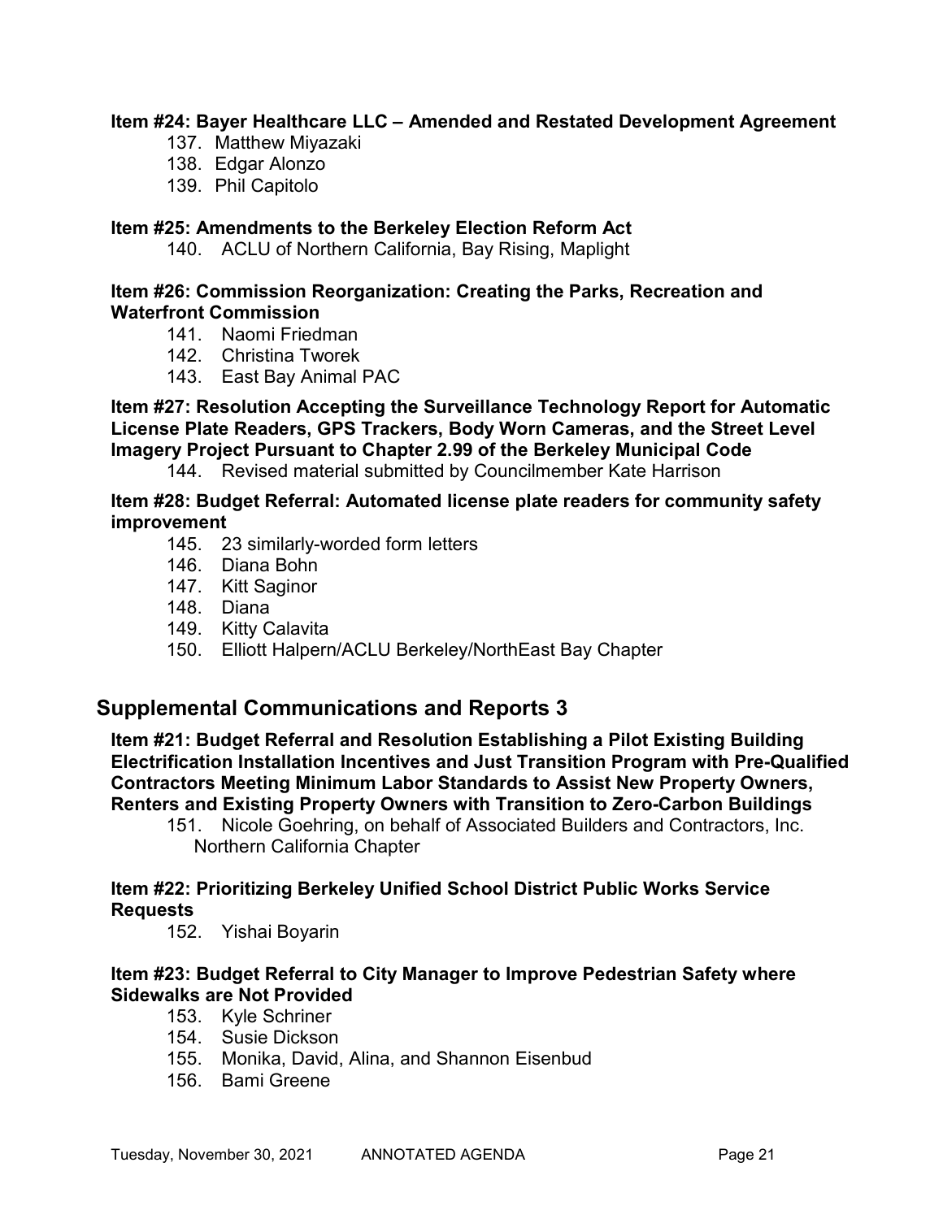**Item #24: Bayer Healthcare LLC – Amended and Restated Development Agreement**

137. Matthew Miyazaki
138. Edgar Alonzo
139. Phil Capitolo

**Item #25: Amendments to the Berkeley Election Reform Act**

140. ACLU of Northern California, Bay Rising, Maplight

**Item #26: Commission Reorganization: Creating the Parks, Recreation and Waterfront Commission**

141. Naomi Friedman
142. Christina Tworek
143. East Bay Animal PAC

**Item #27: Resolution Accepting the Surveillance Technology Report for Automatic License Plate Readers, GPS Trackers, Body Worn Cameras, and the Street Level Imagery Project Pursuant to Chapter 2.99 of the Berkeley Municipal Code**

144. Revised material submitted by Councilmember Kate Harrison

**Item #28: Budget Referral: Automated license plate readers for community safety improvement**

145. 23 similarly-worded form letters
146. Diana Bohn
147. Kitt Saginor
148. Diana
149. Kitty Calavita
150. Elliott Halpern/ACLU Berkeley/NorthEast Bay Chapter

## Supplemental Communications and Reports 3

**Item #21: Budget Referral and Resolution Establishing a Pilot Existing Building Electrification Installation Incentives and Just Transition Program with Pre-Qualified Contractors Meeting Minimum Labor Standards to Assist New Property Owners, Renters and Existing Property Owners with Transition to Zero-Carbon Buildings**

151. Nicole Goehring, on behalf of Associated Builders and Contractors, Inc. Northern California Chapter

**Item #22: Prioritizing Berkeley Unified School District Public Works Service Requests**

152. Yishai Boyarin

**Item #23: Budget Referral to City Manager to Improve Pedestrian Safety where Sidewalks are Not Provided**

153. Kyle Schriner
154. Susie Dickson
155. Monika, David, Alina, and Shannon Eisenbud
156. Bami Greene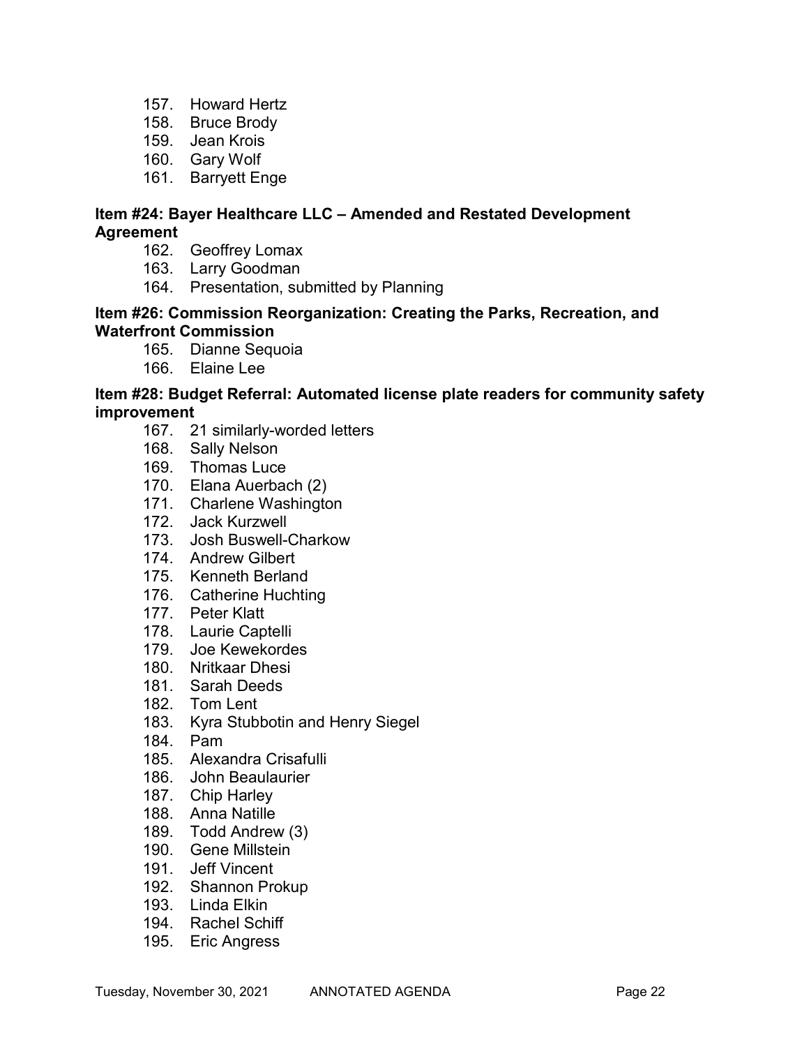157. Howard Hertz
158. Bruce Brody
159. Jean Krois
160. Gary Wolf
161. Barryett Enge

**Item #24: Bayer Healthcare LLC – Amended and Restated Development Agreement**

162. Geoffrey Lomax
163. Larry Goodman
164. Presentation, submitted by Planning

**Item #26: Commission Reorganization: Creating the Parks, Recreation, and Waterfront Commission**

165. Dianne Sequoia
166. Elaine Lee

**Item #28: Budget Referral: Automated license plate readers for community safety improvement**

167. 21 similarly-worded letters
168. Sally Nelson
169. Thomas Luce
170. Elana Auerbach (2)
171. Charlene Washington
172. Jack Kurzwell
173. Josh Buswell-Charkow
174. Andrew Gilbert
175. Kenneth Berland
176. Catherine Huchting
177. Peter Klatt
178. Laurie Captelli
179. Joe Kewekordes
180. Nritkaar Dhesi
181. Sarah Deeds
182. Tom Lent
183. Kyra Stubbotin and Henry Siegel
184. Pam
185. Alexandra Crisafulli
186. John Beaulaurier
187. Chip Harley
188. Anna Natille
189. Todd Andrew (3)
190. Gene Millstein
191. Jeff Vincent
192. Shannon Prokup
193. Linda Elkin
194. Rachel Schiff
195. Eric Angress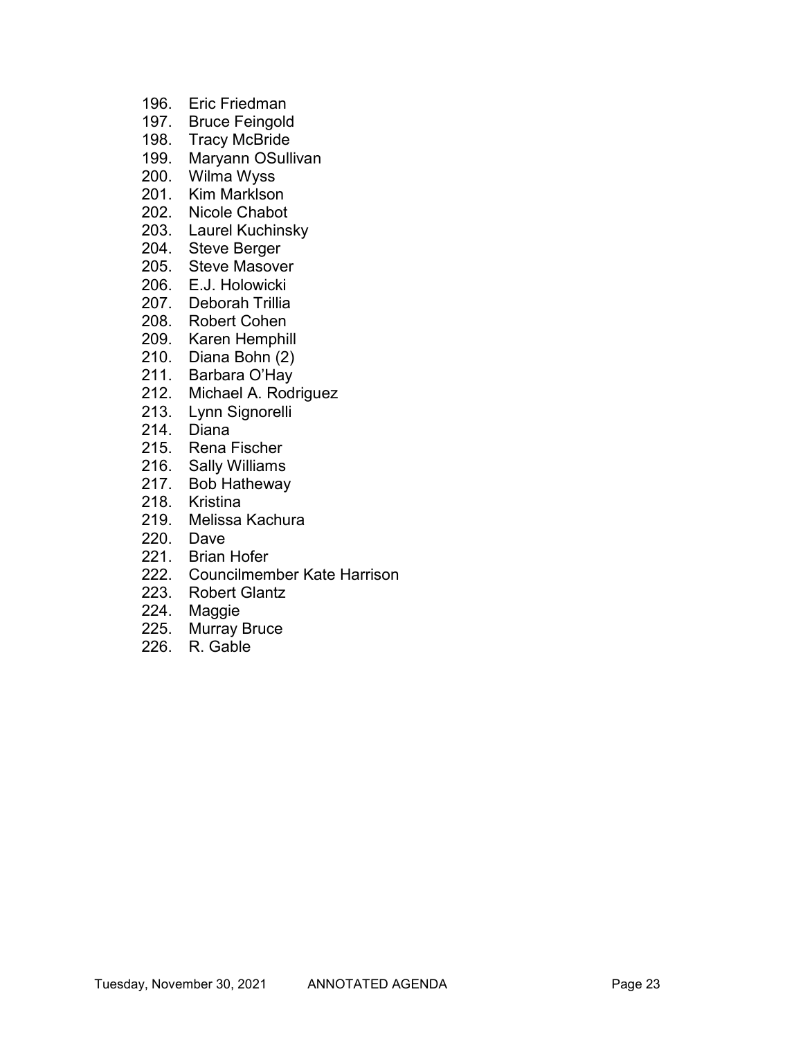196. Eric Friedman
197. Bruce Feingold
198. Tracy McBride
199. Maryann OSullivan
200. Wilma Wyss
201. Kim Marklson
202. Nicole Chabot
203. Laurel Kuchinsky
204. Steve Berger
205. Steve Masover
206. E.J. Holowicki
207. Deborah Trillia
208. Robert Cohen
209. Karen Hemphill
210. Diana Bohn (2)
211. Barbara O'Hay
212. Michael A. Rodriguez
213. Lynn Signorelli
214. Diana
215. Rena Fischer
216. Sally Williams
217. Bob Hatheway
218. Kristina
219. Melissa Kachura
220. Dave
221. Brian Hofer
222. Councilmember Kate Harrison
223. Robert Glantz
224. Maggie
225. Murray Bruce
226. R. Gable